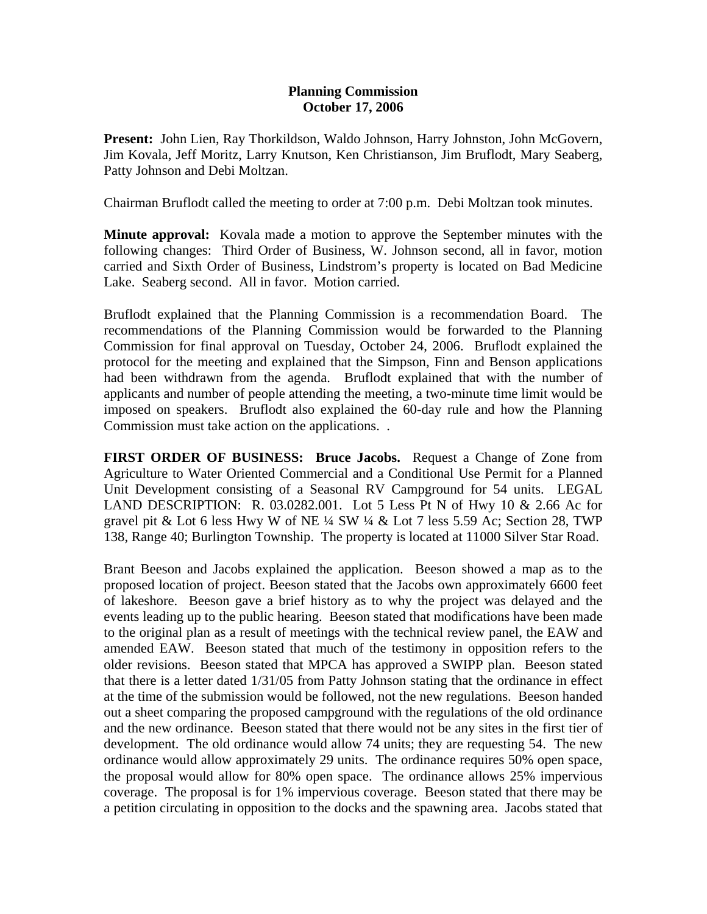# Planning Commission
## October 17, 2006

**Present:** John Lien, Ray Thorkildson, Waldo Johnson, Harry Johnston, John McGovern, Jim Kovala, Jeff Moritz, Larry Knutson, Ken Christianson, Jim Bruflodt, Mary Seaberg, Patty Johnson and Debi Moltzan.

Chairman Bruflodt called the meeting to order at 7:00 p.m. Debi Moltzan took minutes.

**Minute approval:** Kovala made a motion to approve the September minutes with the following changes: Third Order of Business, W. Johnson second, all in favor, motion carried and Sixth Order of Business, Lindstrom's property is located on Bad Medicine Lake. Seaberg second. All in favor. Motion carried.

Bruflodt explained that the Planning Commission is a recommendation Board. The recommendations of the Planning Commission would be forwarded to the Planning Commission for final approval on Tuesday, October 24, 2006. Bruflodt explained the protocol for the meeting and explained that the Simpson, Finn and Benson applications had been withdrawn from the agenda. Bruflodt explained that with the number of applicants and number of people attending the meeting, a two-minute time limit would be imposed on speakers. Bruflodt also explained the 60-day rule and how the Planning Commission must take action on the applications. .

**FIRST ORDER OF BUSINESS: Bruce Jacobs.** Request a Change of Zone from Agriculture to Water Oriented Commercial and a Conditional Use Permit for a Planned Unit Development consisting of a Seasonal RV Campground for 54 units. LEGAL LAND DESCRIPTION: R. 03.0282.001. Lot 5 Less Pt N of Hwy 10 & 2.66 Ac for gravel pit & Lot 6 less Hwy W of NE ¼ SW ¼ & Lot 7 less 5.59 Ac; Section 28, TWP 138, Range 40; Burlington Township. The property is located at 11000 Silver Star Road.

Brant Beeson and Jacobs explained the application. Beeson showed a map as to the proposed location of project. Beeson stated that the Jacobs own approximately 6600 feet of lakeshore. Beeson gave a brief history as to why the project was delayed and the events leading up to the public hearing. Beeson stated that modifications have been made to the original plan as a result of meetings with the technical review panel, the EAW and amended EAW. Beeson stated that much of the testimony in opposition refers to the older revisions. Beeson stated that MPCA has approved a SWIPP plan. Beeson stated that there is a letter dated 1/31/05 from Patty Johnson stating that the ordinance in effect at the time of the submission would be followed, not the new regulations. Beeson handed out a sheet comparing the proposed campground with the regulations of the old ordinance and the new ordinance. Beeson stated that there would not be any sites in the first tier of development. The old ordinance would allow 74 units; they are requesting 54. The new ordinance would allow approximately 29 units. The ordinance requires 50% open space, the proposal would allow for 80% open space. The ordinance allows 25% impervious coverage. The proposal is for 1% impervious coverage. Beeson stated that there may be a petition circulating in opposition to the docks and the spawning area. Jacobs stated that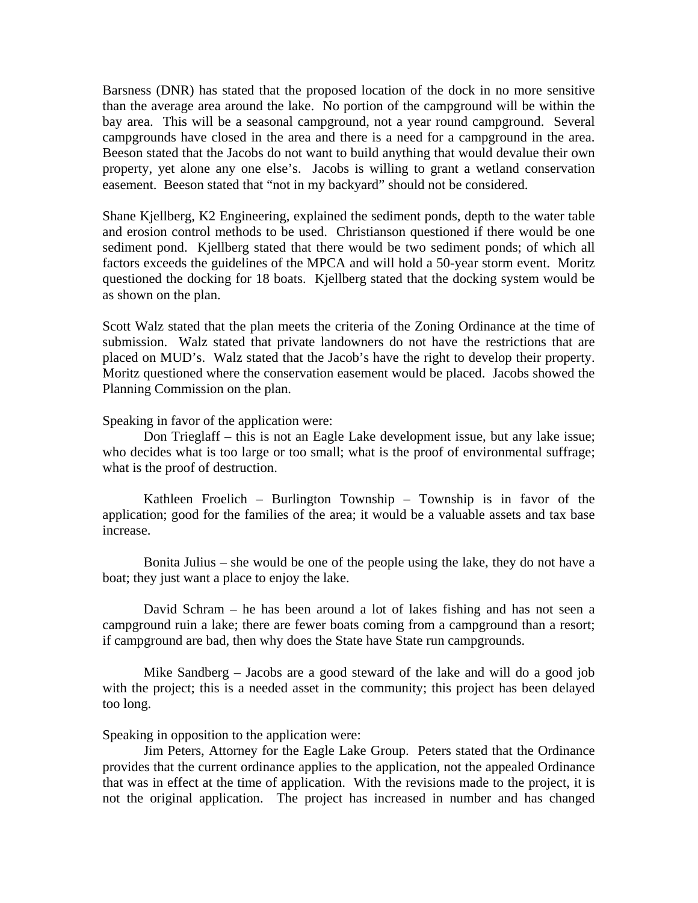Barsness (DNR) has stated that the proposed location of the dock in no more sensitive than the average area around the lake. No portion of the campground will be within the bay area. This will be a seasonal campground, not a year round campground. Several campgrounds have closed in the area and there is a need for a campground in the area. Beeson stated that the Jacobs do not want to build anything that would devalue their own property, yet alone any one else's. Jacobs is willing to grant a wetland conservation easement. Beeson stated that "not in my backyard" should not be considered.

Shane Kjellberg, K2 Engineering, explained the sediment ponds, depth to the water table and erosion control methods to be used. Christianson questioned if there would be one sediment pond. Kjellberg stated that there would be two sediment ponds; of which all factors exceeds the guidelines of the MPCA and will hold a 50-year storm event. Moritz questioned the docking for 18 boats. Kjellberg stated that the docking system would be as shown on the plan.

Scott Walz stated that the plan meets the criteria of the Zoning Ordinance at the time of submission. Walz stated that private landowners do not have the restrictions that are placed on MUD's. Walz stated that the Jacob's have the right to develop their property. Moritz questioned where the conservation easement would be placed. Jacobs showed the Planning Commission on the plan.

Speaking in favor of the application were:

Don Trieglaff – this is not an Eagle Lake development issue, but any lake issue; who decides what is too large or too small; what is the proof of environmental suffrage; what is the proof of destruction.

Kathleen Froelich – Burlington Township – Township is in favor of the application; good for the families of the area; it would be a valuable assets and tax base increase.

Bonita Julius – she would be one of the people using the lake, they do not have a boat; they just want a place to enjoy the lake.

David Schram – he has been around a lot of lakes fishing and has not seen a campground ruin a lake; there are fewer boats coming from a campground than a resort; if campground are bad, then why does the State have State run campgrounds.

Mike Sandberg – Jacobs are a good steward of the lake and will do a good job with the project; this is a needed asset in the community; this project has been delayed too long.

Speaking in opposition to the application were:

Jim Peters, Attorney for the Eagle Lake Group. Peters stated that the Ordinance provides that the current ordinance applies to the application, not the appealed Ordinance that was in effect at the time of application. With the revisions made to the project, it is not the original application. The project has increased in number and has changed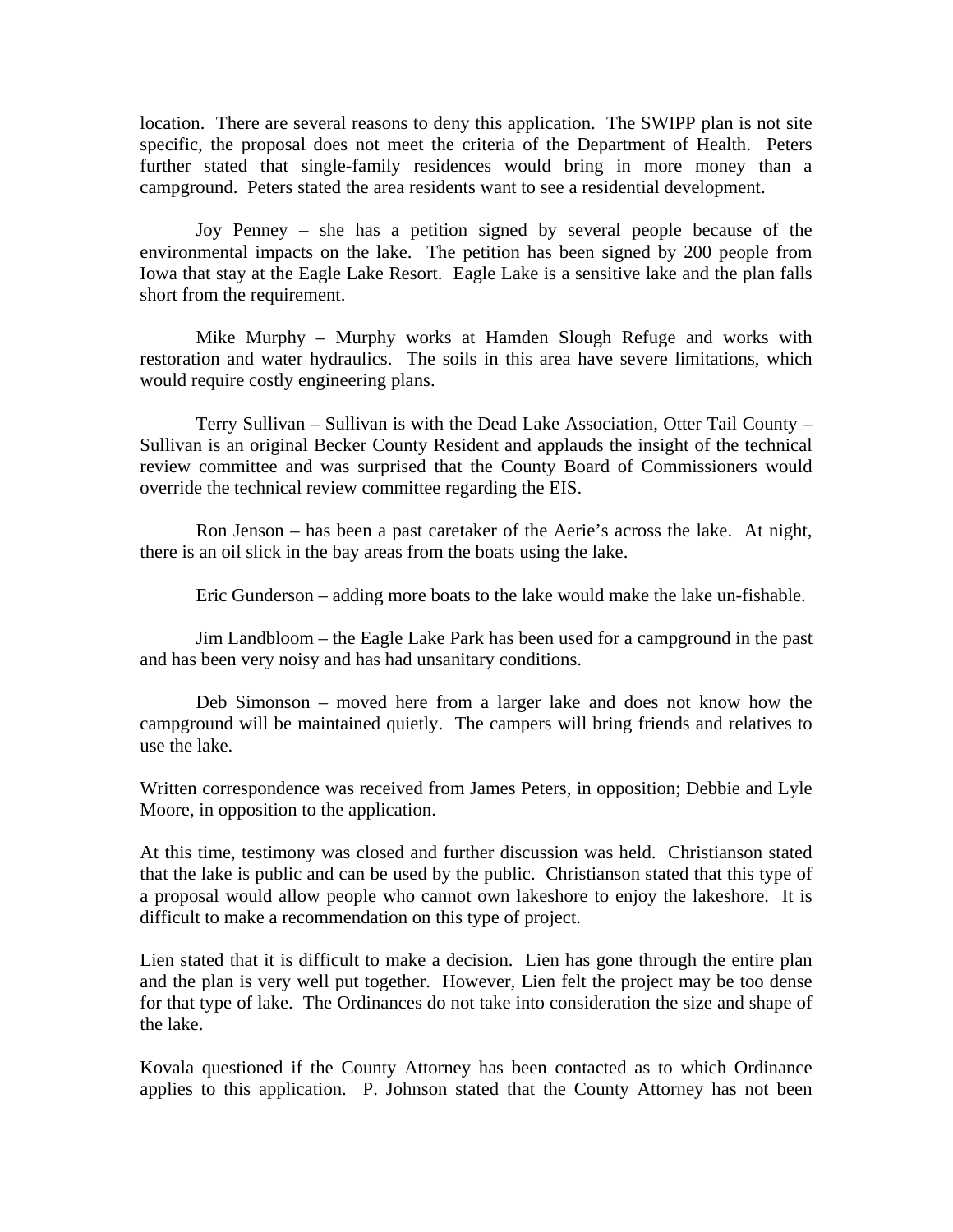location. There are several reasons to deny this application. The SWIPP plan is not site specific, the proposal does not meet the criteria of the Department of Health. Peters further stated that single-family residences would bring in more money than a campground. Peters stated the area residents want to see a residential development.

Joy Penney – she has a petition signed by several people because of the environmental impacts on the lake. The petition has been signed by 200 people from Iowa that stay at the Eagle Lake Resort. Eagle Lake is a sensitive lake and the plan falls short from the requirement.

Mike Murphy – Murphy works at Hamden Slough Refuge and works with restoration and water hydraulics. The soils in this area have severe limitations, which would require costly engineering plans.

Terry Sullivan – Sullivan is with the Dead Lake Association, Otter Tail County – Sullivan is an original Becker County Resident and applauds the insight of the technical review committee and was surprised that the County Board of Commissioners would override the technical review committee regarding the EIS.

Ron Jenson – has been a past caretaker of the Aerie's across the lake. At night, there is an oil slick in the bay areas from the boats using the lake.

Eric Gunderson – adding more boats to the lake would make the lake un-fishable.

Jim Landbloom – the Eagle Lake Park has been used for a campground in the past and has been very noisy and has had unsanitary conditions.

Deb Simonson – moved here from a larger lake and does not know how the campground will be maintained quietly. The campers will bring friends and relatives to use the lake.

Written correspondence was received from James Peters, in opposition; Debbie and Lyle Moore, in opposition to the application.

At this time, testimony was closed and further discussion was held. Christianson stated that the lake is public and can be used by the public. Christianson stated that this type of a proposal would allow people who cannot own lakeshore to enjoy the lakeshore. It is difficult to make a recommendation on this type of project.

Lien stated that it is difficult to make a decision. Lien has gone through the entire plan and the plan is very well put together. However, Lien felt the project may be too dense for that type of lake. The Ordinances do not take into consideration the size and shape of the lake.

Kovala questioned if the County Attorney has been contacted as to which Ordinance applies to this application. P. Johnson stated that the County Attorney has not been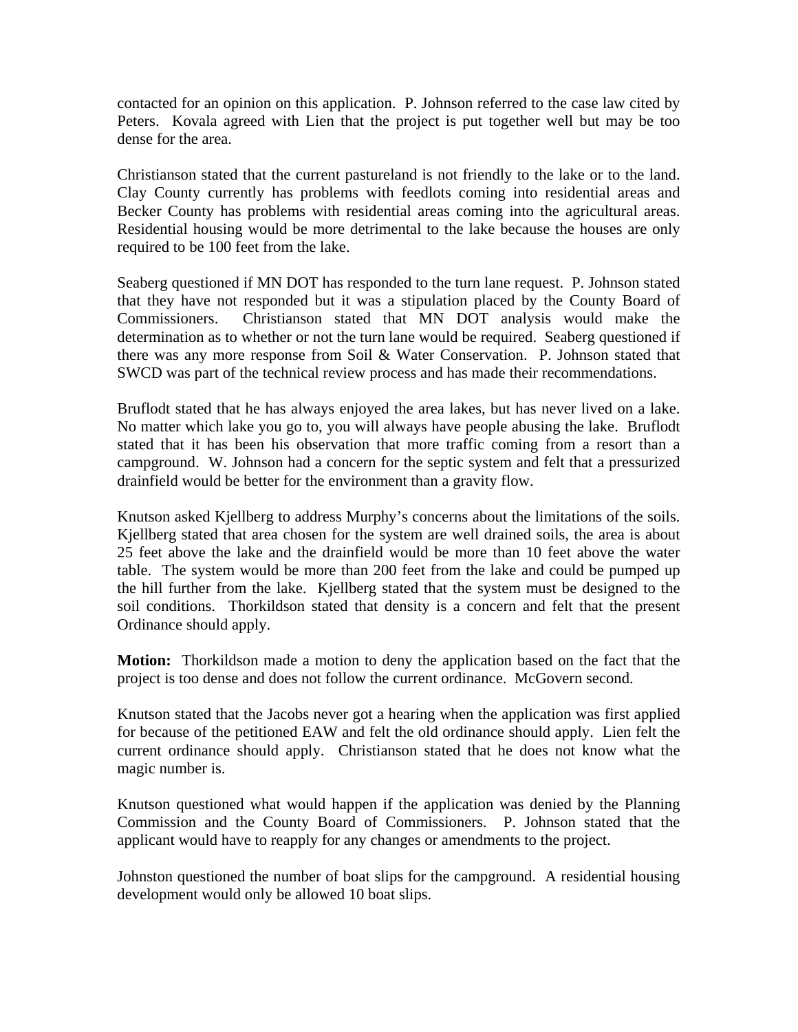contacted for an opinion on this application. P. Johnson referred to the case law cited by Peters. Kovala agreed with Lien that the project is put together well but may be too dense for the area.

Christianson stated that the current pastureland is not friendly to the lake or to the land. Clay County currently has problems with feedlots coming into residential areas and Becker County has problems with residential areas coming into the agricultural areas. Residential housing would be more detrimental to the lake because the houses are only required to be 100 feet from the lake.

Seaberg questioned if MN DOT has responded to the turn lane request. P. Johnson stated that they have not responded but it was a stipulation placed by the County Board of Commissioners. Christianson stated that MN DOT analysis would make the determination as to whether or not the turn lane would be required. Seaberg questioned if there was any more response from Soil & Water Conservation. P. Johnson stated that SWCD was part of the technical review process and has made their recommendations.

Bruflodt stated that he has always enjoyed the area lakes, but has never lived on a lake. No matter which lake you go to, you will always have people abusing the lake. Bruflodt stated that it has been his observation that more traffic coming from a resort than a campground. W. Johnson had a concern for the septic system and felt that a pressurized drainfield would be better for the environment than a gravity flow.

Knutson asked Kjellberg to address Murphy's concerns about the limitations of the soils. Kjellberg stated that area chosen for the system are well drained soils, the area is about 25 feet above the lake and the drainfield would be more than 10 feet above the water table. The system would be more than 200 feet from the lake and could be pumped up the hill further from the lake. Kjellberg stated that the system must be designed to the soil conditions. Thorkildson stated that density is a concern and felt that the present Ordinance should apply.

**Motion:** Thorkildson made a motion to deny the application based on the fact that the project is too dense and does not follow the current ordinance. McGovern second.

Knutson stated that the Jacobs never got a hearing when the application was first applied for because of the petitioned EAW and felt the old ordinance should apply. Lien felt the current ordinance should apply. Christianson stated that he does not know what the magic number is.

Knutson questioned what would happen if the application was denied by the Planning Commission and the County Board of Commissioners. P. Johnson stated that the applicant would have to reapply for any changes or amendments to the project.

Johnston questioned the number of boat slips for the campground. A residential housing development would only be allowed 10 boat slips.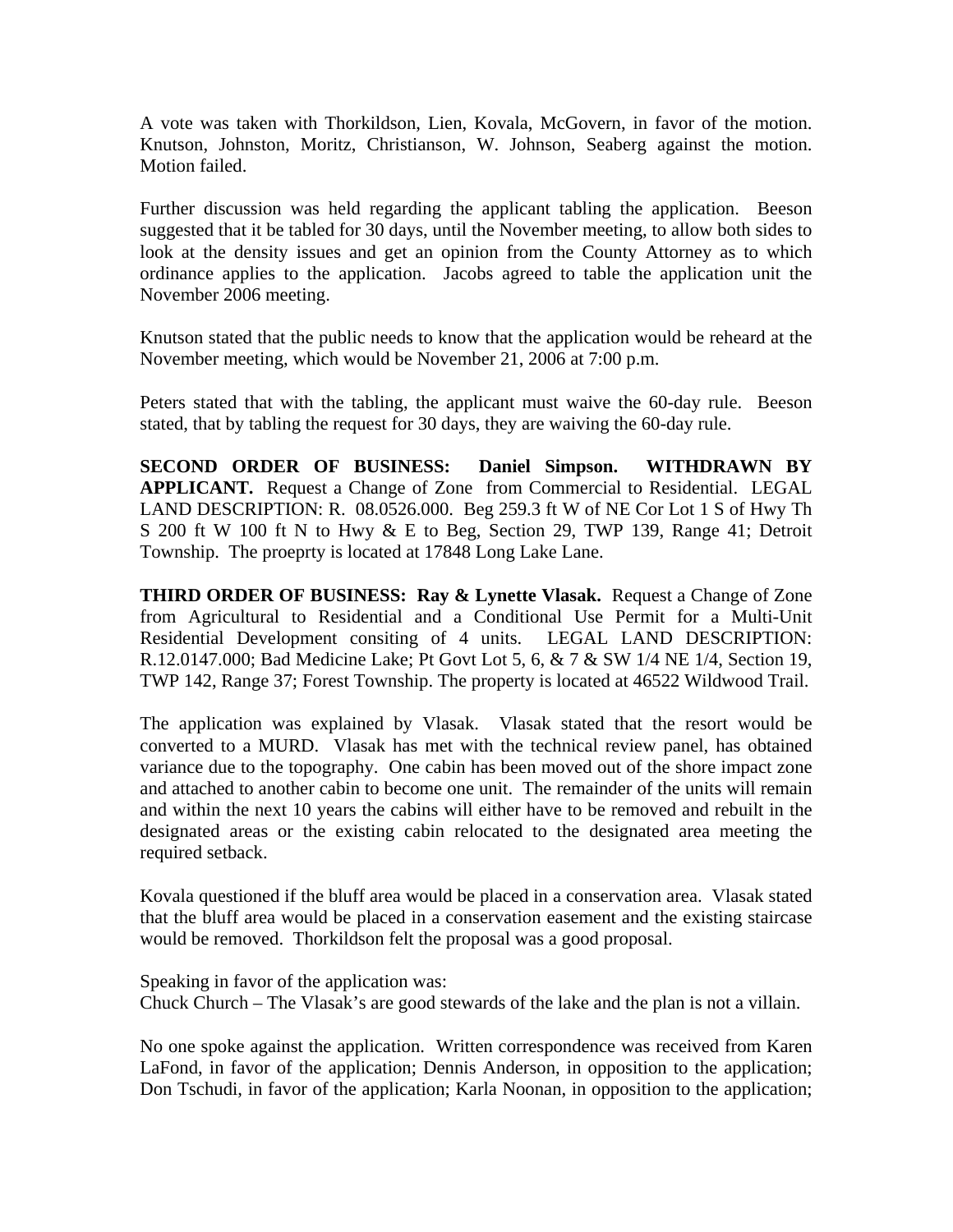A vote was taken with Thorkildson, Lien, Kovala, McGovern, in favor of the motion. Knutson, Johnston, Moritz, Christianson, W. Johnson, Seaberg against the motion. Motion failed.

Further discussion was held regarding the applicant tabling the application. Beeson suggested that it be tabled for 30 days, until the November meeting, to allow both sides to look at the density issues and get an opinion from the County Attorney as to which ordinance applies to the application. Jacobs agreed to table the application unit the November 2006 meeting.

Knutson stated that the public needs to know that the application would be reheard at the November meeting, which would be November 21, 2006 at 7:00 p.m.

Peters stated that with the tabling, the applicant must waive the 60-day rule. Beeson stated, that by tabling the request for 30 days, they are waiving the 60-day rule.

**SECOND ORDER OF BUSINESS: Daniel Simpson. WITHDRAWN BY APPLICANT.** Request a Change of Zone from Commercial to Residential. LEGAL LAND DESCRIPTION: R. 08.0526.000. Beg 259.3 ft W of NE Cor Lot 1 S of Hwy Th S 200 ft W 100 ft N to Hwy & E to Beg, Section 29, TWP 139, Range 41; Detroit Township. The proeprty is located at 17848 Long Lake Lane.

**THIRD ORDER OF BUSINESS: Ray & Lynette Vlasak.** Request a Change of Zone from Agricultural to Residential and a Conditional Use Permit for a Multi-Unit Residential Development consiting of 4 units. LEGAL LAND DESCRIPTION: R.12.0147.000; Bad Medicine Lake; Pt Govt Lot 5, 6, & 7 & SW 1/4 NE 1/4, Section 19, TWP 142, Range 37; Forest Township. The property is located at 46522 Wildwood Trail.

The application was explained by Vlasak. Vlasak stated that the resort would be converted to a MURD. Vlasak has met with the technical review panel, has obtained variance due to the topography. One cabin has been moved out of the shore impact zone and attached to another cabin to become one unit. The remainder of the units will remain and within the next 10 years the cabins will either have to be removed and rebuilt in the designated areas or the existing cabin relocated to the designated area meeting the required setback.

Kovala questioned if the bluff area would be placed in a conservation area. Vlasak stated that the bluff area would be placed in a conservation easement and the existing staircase would be removed. Thorkildson felt the proposal was a good proposal.

Speaking in favor of the application was:
Chuck Church – The Vlasak's are good stewards of the lake and the plan is not a villain.

No one spoke against the application. Written correspondence was received from Karen LaFond, in favor of the application; Dennis Anderson, in opposition to the application; Don Tschudi, in favor of the application; Karla Noonan, in opposition to the application;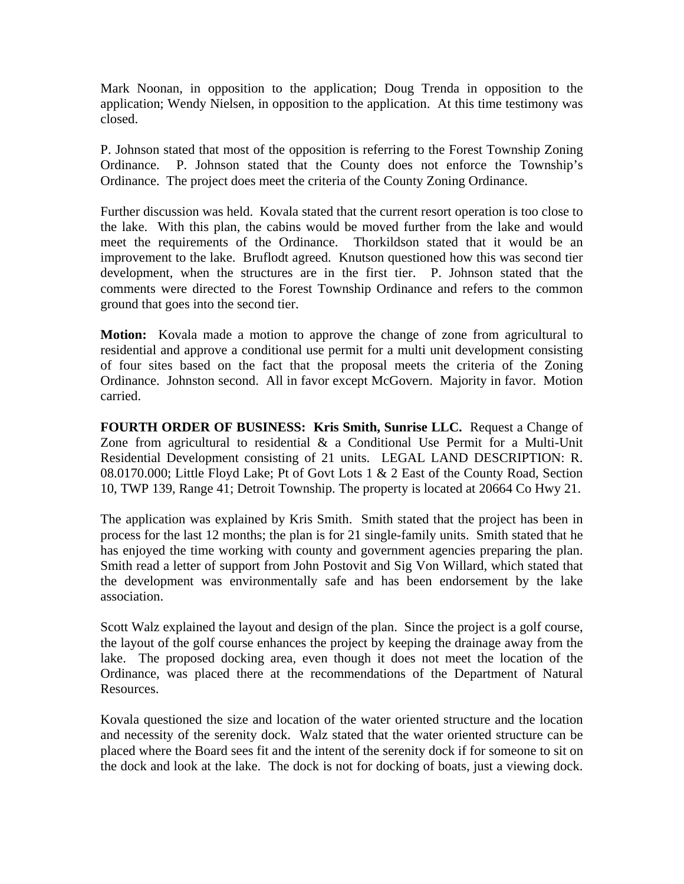Mark Noonan, in opposition to the application; Doug Trenda in opposition to the application; Wendy Nielsen, in opposition to the application. At this time testimony was closed.

P. Johnson stated that most of the opposition is referring to the Forest Township Zoning Ordinance. P. Johnson stated that the County does not enforce the Township's Ordinance. The project does meet the criteria of the County Zoning Ordinance.

Further discussion was held. Kovala stated that the current resort operation is too close to the lake. With this plan, the cabins would be moved further from the lake and would meet the requirements of the Ordinance. Thorkildson stated that it would be an improvement to the lake. Bruflodt agreed. Knutson questioned how this was second tier development, when the structures are in the first tier. P. Johnson stated that the comments were directed to the Forest Township Ordinance and refers to the common ground that goes into the second tier.

**Motion:** Kovala made a motion to approve the change of zone from agricultural to residential and approve a conditional use permit for a multi unit development consisting of four sites based on the fact that the proposal meets the criteria of the Zoning Ordinance. Johnston second. All in favor except McGovern. Majority in favor. Motion carried.

**FOURTH ORDER OF BUSINESS: Kris Smith, Sunrise LLC.** Request a Change of Zone from agricultural to residential & a Conditional Use Permit for a Multi-Unit Residential Development consisting of 21 units. LEGAL LAND DESCRIPTION: R. 08.0170.000; Little Floyd Lake; Pt of Govt Lots 1 & 2 East of the County Road, Section 10, TWP 139, Range 41; Detroit Township. The property is located at 20664 Co Hwy 21.

The application was explained by Kris Smith. Smith stated that the project has been in process for the last 12 months; the plan is for 21 single-family units. Smith stated that he has enjoyed the time working with county and government agencies preparing the plan. Smith read a letter of support from John Postovit and Sig Von Willard, which stated that the development was environmentally safe and has been endorsement by the lake association.

Scott Walz explained the layout and design of the plan. Since the project is a golf course, the layout of the golf course enhances the project by keeping the drainage away from the lake. The proposed docking area, even though it does not meet the location of the Ordinance, was placed there at the recommendations of the Department of Natural Resources.

Kovala questioned the size and location of the water oriented structure and the location and necessity of the serenity dock. Walz stated that the water oriented structure can be placed where the Board sees fit and the intent of the serenity dock if for someone to sit on the dock and look at the lake. The dock is not for docking of boats, just a viewing dock.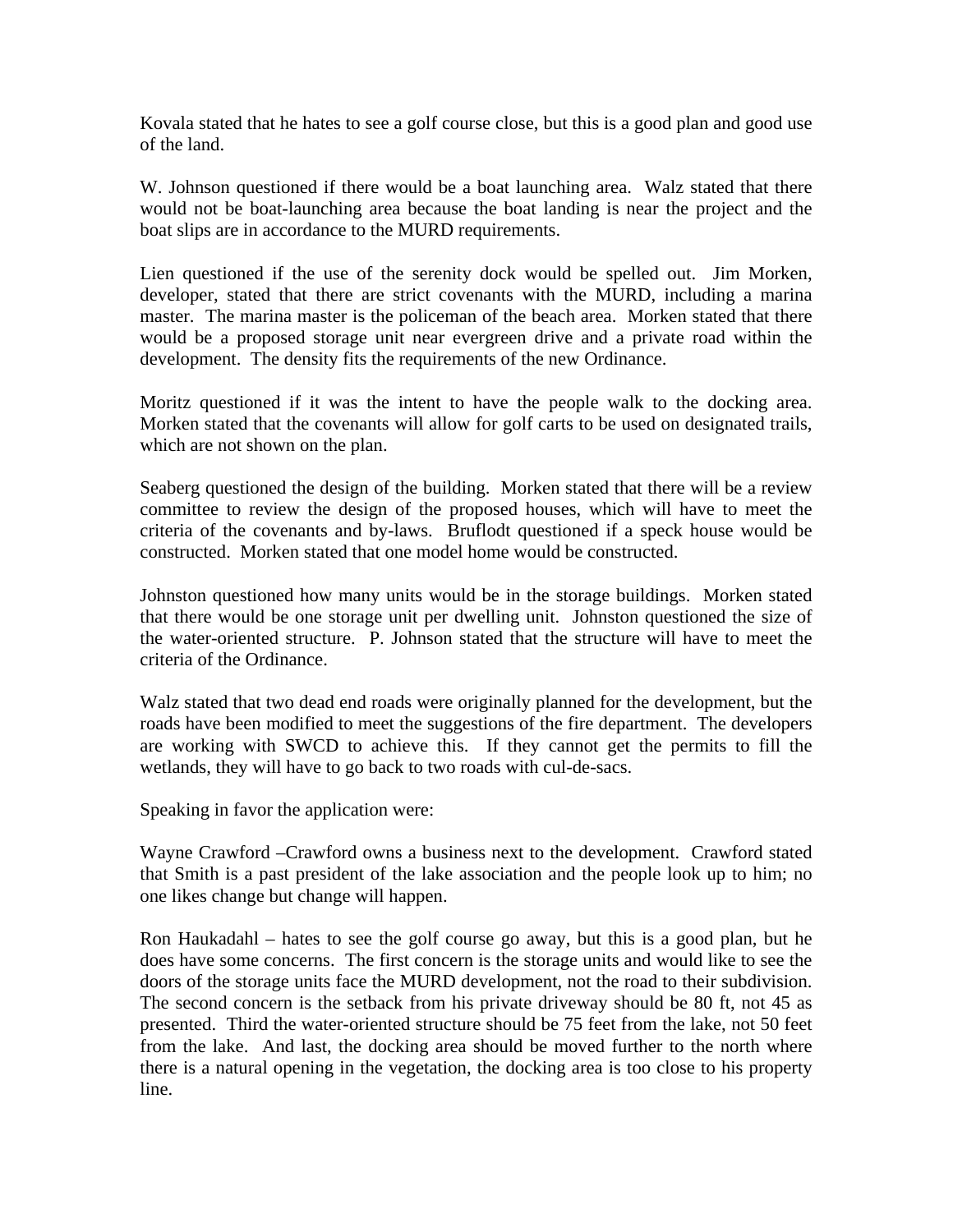Kovala stated that he hates to see a golf course close, but this is a good plan and good use of the land.

W. Johnson questioned if there would be a boat launching area. Walz stated that there would not be boat-launching area because the boat landing is near the project and the boat slips are in accordance to the MURD requirements.

Lien questioned if the use of the serenity dock would be spelled out. Jim Morken, developer, stated that there are strict covenants with the MURD, including a marina master. The marina master is the policeman of the beach area. Morken stated that there would be a proposed storage unit near evergreen drive and a private road within the development. The density fits the requirements of the new Ordinance.

Moritz questioned if it was the intent to have the people walk to the docking area. Morken stated that the covenants will allow for golf carts to be used on designated trails, which are not shown on the plan.

Seaberg questioned the design of the building. Morken stated that there will be a review committee to review the design of the proposed houses, which will have to meet the criteria of the covenants and by-laws. Bruflodt questioned if a speck house would be constructed. Morken stated that one model home would be constructed.

Johnston questioned how many units would be in the storage buildings. Morken stated that there would be one storage unit per dwelling unit. Johnston questioned the size of the water-oriented structure. P. Johnson stated that the structure will have to meet the criteria of the Ordinance.

Walz stated that two dead end roads were originally planned for the development, but the roads have been modified to meet the suggestions of the fire department. The developers are working with SWCD to achieve this. If they cannot get the permits to fill the wetlands, they will have to go back to two roads with cul-de-sacs.

Speaking in favor the application were:

Wayne Crawford –Crawford owns a business next to the development. Crawford stated that Smith is a past president of the lake association and the people look up to him; no one likes change but change will happen.

Ron Haukadahl – hates to see the golf course go away, but this is a good plan, but he does have some concerns. The first concern is the storage units and would like to see the doors of the storage units face the MURD development, not the road to their subdivision. The second concern is the setback from his private driveway should be 80 ft, not 45 as presented. Third the water-oriented structure should be 75 feet from the lake, not 50 feet from the lake. And last, the docking area should be moved further to the north where there is a natural opening in the vegetation, the docking area is too close to his property line.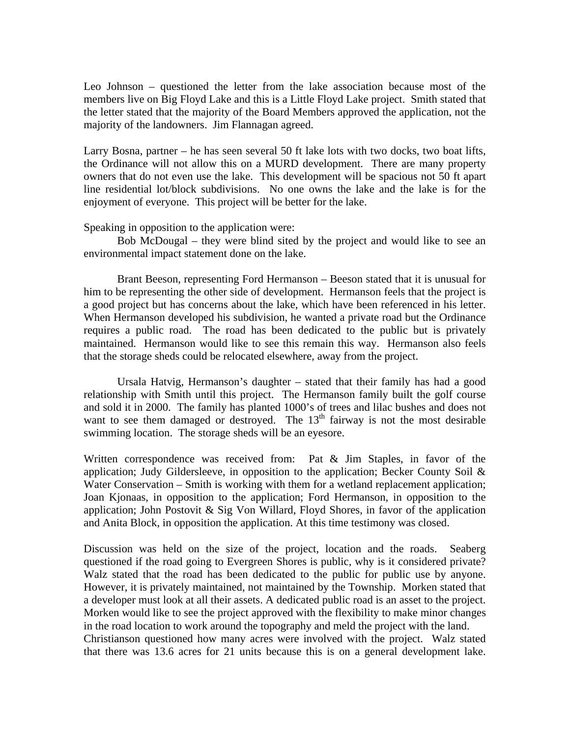Leo Johnson – questioned the letter from the lake association because most of the members live on Big Floyd Lake and this is a Little Floyd Lake project. Smith stated that the letter stated that the majority of the Board Members approved the application, not the majority of the landowners. Jim Flannagan agreed.

Larry Bosna, partner – he has seen several 50 ft lake lots with two docks, two boat lifts, the Ordinance will not allow this on a MURD development. There are many property owners that do not even use the lake. This development will be spacious not 50 ft apart line residential lot/block subdivisions. No one owns the lake and the lake is for the enjoyment of everyone. This project will be better for the lake.

Speaking in opposition to the application were:

Bob McDougal – they were blind sited by the project and would like to see an environmental impact statement done on the lake.

Brant Beeson, representing Ford Hermanson – Beeson stated that it is unusual for him to be representing the other side of development. Hermanson feels that the project is a good project but has concerns about the lake, which have been referenced in his letter. When Hermanson developed his subdivision, he wanted a private road but the Ordinance requires a public road. The road has been dedicated to the public but is privately maintained. Hermanson would like to see this remain this way. Hermanson also feels that the storage sheds could be relocated elsewhere, away from the project.

Ursala Hatvig, Hermanson's daughter – stated that their family has had a good relationship with Smith until this project. The Hermanson family built the golf course and sold it in 2000. The family has planted 1000's of trees and lilac bushes and does not want to see them damaged or destroyed. The 13th fairway is not the most desirable swimming location. The storage sheds will be an eyesore.

Written correspondence was received from: Pat & Jim Staples, in favor of the application; Judy Gildersleeve, in opposition to the application; Becker County Soil & Water Conservation – Smith is working with them for a wetland replacement application; Joan Kjonaas, in opposition to the application; Ford Hermanson, in opposition to the application; John Postovit & Sig Von Willard, Floyd Shores, in favor of the application and Anita Block, in opposition the application. At this time testimony was closed.

Discussion was held on the size of the project, location and the roads. Seaberg questioned if the road going to Evergreen Shores is public, why is it considered private? Walz stated that the road has been dedicated to the public for public use by anyone. However, it is privately maintained, not maintained by the Township. Morken stated that a developer must look at all their assets. A dedicated public road is an asset to the project. Morken would like to see the project approved with the flexibility to make minor changes in the road location to work around the topography and meld the project with the land. Christianson questioned how many acres were involved with the project. Walz stated that there was 13.6 acres for 21 units because this is on a general development lake.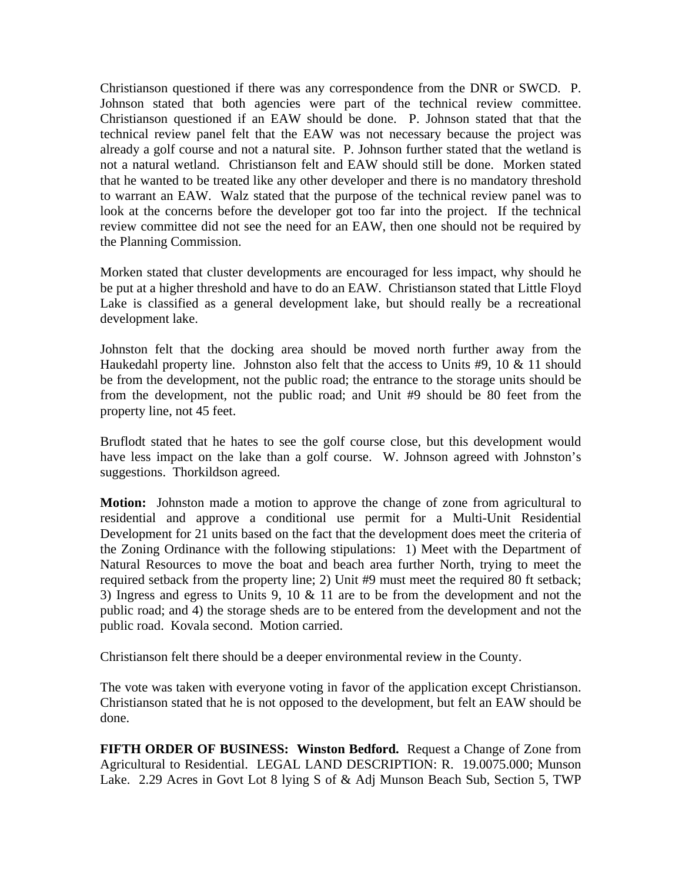Christianson questioned if there was any correspondence from the DNR or SWCD. P. Johnson stated that both agencies were part of the technical review committee. Christianson questioned if an EAW should be done. P. Johnson stated that that the technical review panel felt that the EAW was not necessary because the project was already a golf course and not a natural site. P. Johnson further stated that the wetland is not a natural wetland. Christianson felt and EAW should still be done. Morken stated that he wanted to be treated like any other developer and there is no mandatory threshold to warrant an EAW. Walz stated that the purpose of the technical review panel was to look at the concerns before the developer got too far into the project. If the technical review committee did not see the need for an EAW, then one should not be required by the Planning Commission.

Morken stated that cluster developments are encouraged for less impact, why should he be put at a higher threshold and have to do an EAW. Christianson stated that Little Floyd Lake is classified as a general development lake, but should really be a recreational development lake.

Johnston felt that the docking area should be moved north further away from the Haukedahl property line. Johnston also felt that the access to Units #9, 10 & 11 should be from the development, not the public road; the entrance to the storage units should be from the development, not the public road; and Unit #9 should be 80 feet from the property line, not 45 feet.

Bruflodt stated that he hates to see the golf course close, but this development would have less impact on the lake than a golf course. W. Johnson agreed with Johnston's suggestions. Thorkildson agreed.

**Motion:** Johnston made a motion to approve the change of zone from agricultural to residential and approve a conditional use permit for a Multi-Unit Residential Development for 21 units based on the fact that the development does meet the criteria of the Zoning Ordinance with the following stipulations: 1) Meet with the Department of Natural Resources to move the boat and beach area further North, trying to meet the required setback from the property line; 2) Unit #9 must meet the required 80 ft setback; 3) Ingress and egress to Units 9, 10 & 11 are to be from the development and not the public road; and 4) the storage sheds are to be entered from the development and not the public road. Kovala second. Motion carried.

Christianson felt there should be a deeper environmental review in the County.

The vote was taken with everyone voting in favor of the application except Christianson. Christianson stated that he is not opposed to the development, but felt an EAW should be done.

**FIFTH ORDER OF BUSINESS: Winston Bedford.** Request a Change of Zone from Agricultural to Residential. LEGAL LAND DESCRIPTION: R. 19.0075.000; Munson Lake. 2.29 Acres in Govt Lot 8 lying S of & Adj Munson Beach Sub, Section 5, TWP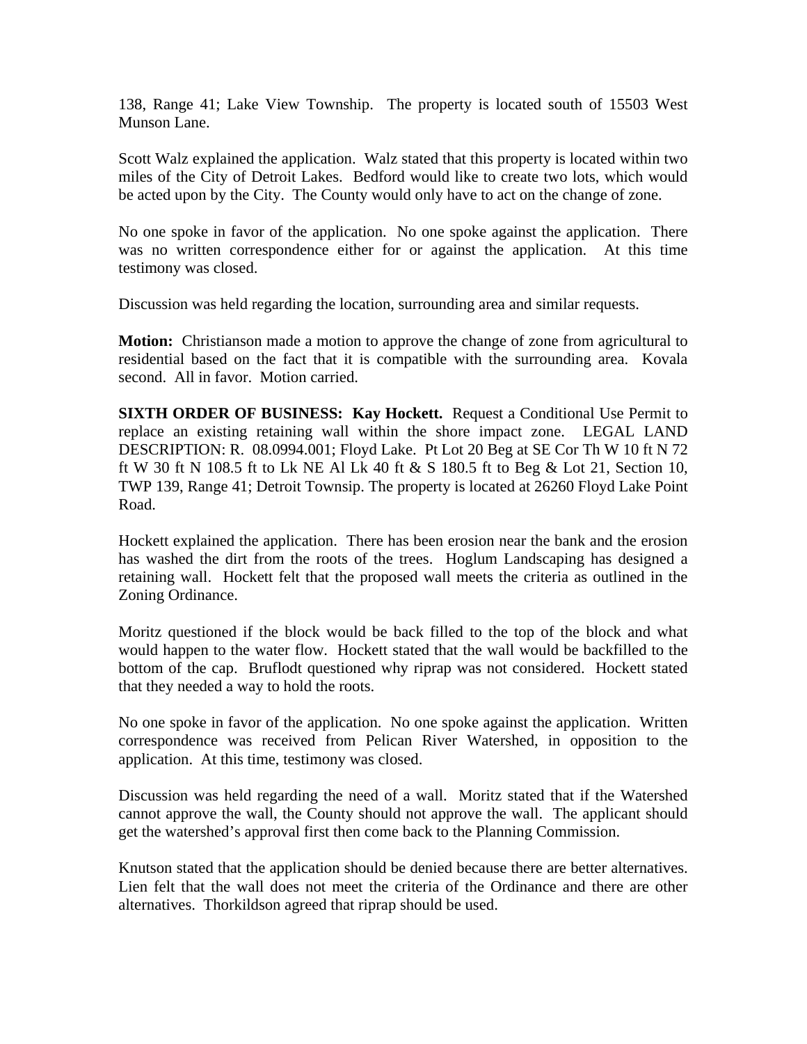138, Range 41; Lake View Township. The property is located south of 15503 West Munson Lane.

Scott Walz explained the application. Walz stated that this property is located within two miles of the City of Detroit Lakes. Bedford would like to create two lots, which would be acted upon by the City. The County would only have to act on the change of zone.

No one spoke in favor of the application. No one spoke against the application. There was no written correspondence either for or against the application. At this time testimony was closed.

Discussion was held regarding the location, surrounding area and similar requests.

**Motion:** Christianson made a motion to approve the change of zone from agricultural to residential based on the fact that it is compatible with the surrounding area. Kovala second. All in favor. Motion carried.

**SIXTH ORDER OF BUSINESS: Kay Hockett.** Request a Conditional Use Permit to replace an existing retaining wall within the shore impact zone. LEGAL LAND DESCRIPTION: R. 08.0994.001; Floyd Lake. Pt Lot 20 Beg at SE Cor Th W 10 ft N 72 ft W 30 ft N 108.5 ft to Lk NE Al Lk 40 ft & S 180.5 ft to Beg & Lot 21, Section 10, TWP 139, Range 41; Detroit Townsip. The property is located at 26260 Floyd Lake Point Road.

Hockett explained the application. There has been erosion near the bank and the erosion has washed the dirt from the roots of the trees. Hoglum Landscaping has designed a retaining wall. Hockett felt that the proposed wall meets the criteria as outlined in the Zoning Ordinance.

Moritz questioned if the block would be back filled to the top of the block and what would happen to the water flow. Hockett stated that the wall would be backfilled to the bottom of the cap. Bruflodt questioned why riprap was not considered. Hockett stated that they needed a way to hold the roots.

No one spoke in favor of the application. No one spoke against the application. Written correspondence was received from Pelican River Watershed, in opposition to the application. At this time, testimony was closed.

Discussion was held regarding the need of a wall. Moritz stated that if the Watershed cannot approve the wall, the County should not approve the wall. The applicant should get the watershed's approval first then come back to the Planning Commission.

Knutson stated that the application should be denied because there are better alternatives. Lien felt that the wall does not meet the criteria of the Ordinance and there are other alternatives. Thorkildson agreed that riprap should be used.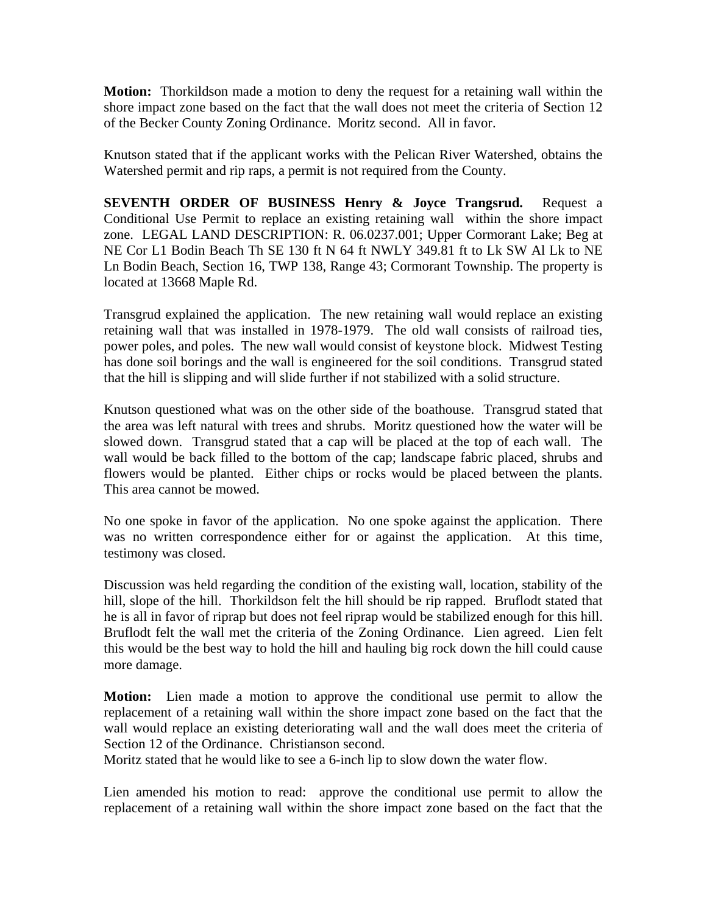**Motion:** Thorkildson made a motion to deny the request for a retaining wall within the shore impact zone based on the fact that the wall does not meet the criteria of Section 12 of the Becker County Zoning Ordinance. Moritz second. All in favor.

Knutson stated that if the applicant works with the Pelican River Watershed, obtains the Watershed permit and rip raps, a permit is not required from the County.

**SEVENTH ORDER OF BUSINESS Henry & Joyce Trangsrud.** Request a Conditional Use Permit to replace an existing retaining wall within the shore impact zone. LEGAL LAND DESCRIPTION: R. 06.0237.001; Upper Cormorant Lake; Beg at NE Cor L1 Bodin Beach Th SE 130 ft N 64 ft NWLY 349.81 ft to Lk SW Al Lk to NE Ln Bodin Beach, Section 16, TWP 138, Range 43; Cormorant Township. The property is located at 13668 Maple Rd.

Transgrud explained the application. The new retaining wall would replace an existing retaining wall that was installed in 1978-1979. The old wall consists of railroad ties, power poles, and poles. The new wall would consist of keystone block. Midwest Testing has done soil borings and the wall is engineered for the soil conditions. Transgrud stated that the hill is slipping and will slide further if not stabilized with a solid structure.

Knutson questioned what was on the other side of the boathouse. Transgrud stated that the area was left natural with trees and shrubs. Moritz questioned how the water will be slowed down. Transgrud stated that a cap will be placed at the top of each wall. The wall would be back filled to the bottom of the cap; landscape fabric placed, shrubs and flowers would be planted. Either chips or rocks would be placed between the plants. This area cannot be mowed.

No one spoke in favor of the application. No one spoke against the application. There was no written correspondence either for or against the application. At this time, testimony was closed.

Discussion was held regarding the condition of the existing wall, location, stability of the hill, slope of the hill. Thorkildson felt the hill should be rip rapped. Bruflodt stated that he is all in favor of riprap but does not feel riprap would be stabilized enough for this hill. Bruflodt felt the wall met the criteria of the Zoning Ordinance. Lien agreed. Lien felt this would be the best way to hold the hill and hauling big rock down the hill could cause more damage.

**Motion:** Lien made a motion to approve the conditional use permit to allow the replacement of a retaining wall within the shore impact zone based on the fact that the wall would replace an existing deteriorating wall and the wall does meet the criteria of Section 12 of the Ordinance. Christianson second.
Moritz stated that he would like to see a 6-inch lip to slow down the water flow.

Lien amended his motion to read: approve the conditional use permit to allow the replacement of a retaining wall within the shore impact zone based on the fact that the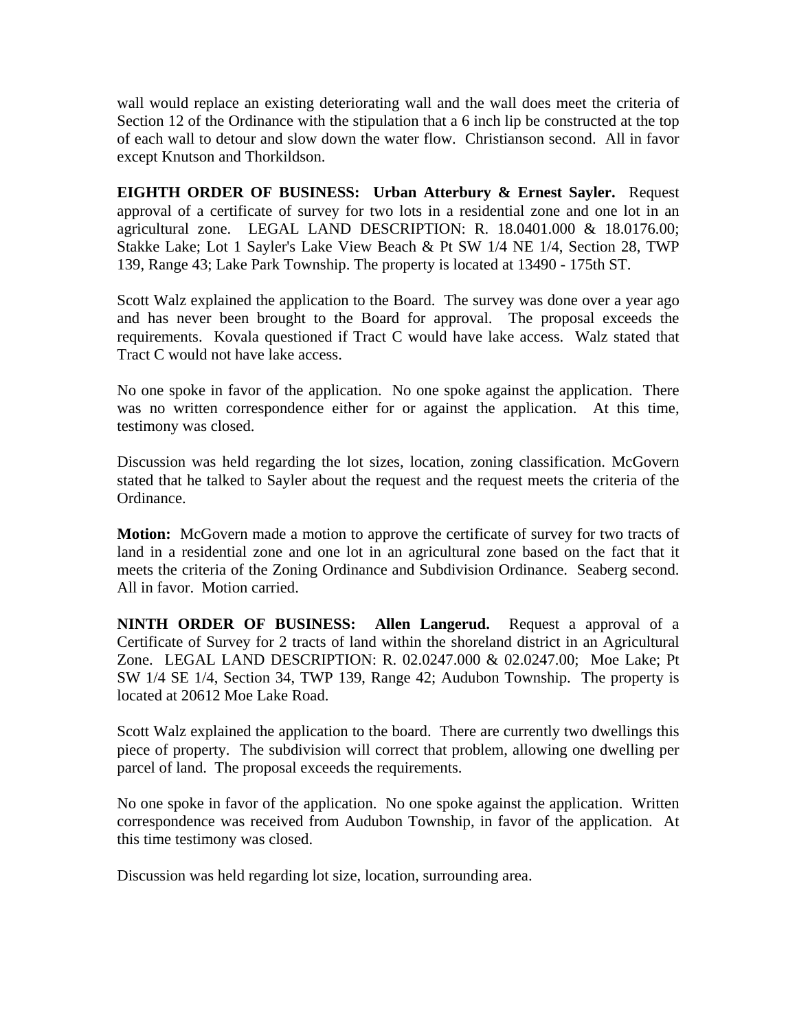wall would replace an existing deteriorating wall and the wall does meet the criteria of Section 12 of the Ordinance with the stipulation that a 6 inch lip be constructed at the top of each wall to detour and slow down the water flow. Christianson second. All in favor except Knutson and Thorkildson.

**EIGHTH ORDER OF BUSINESS: Urban Atterbury & Ernest Sayler.** Request approval of a certificate of survey for two lots in a residential zone and one lot in an agricultural zone. LEGAL LAND DESCRIPTION: R. 18.0401.000 & 18.0176.00; Stakke Lake; Lot 1 Sayler's Lake View Beach & Pt SW 1/4 NE 1/4, Section 28, TWP 139, Range 43; Lake Park Township. The property is located at 13490 - 175th ST.

Scott Walz explained the application to the Board. The survey was done over a year ago and has never been brought to the Board for approval. The proposal exceeds the requirements. Kovala questioned if Tract C would have lake access. Walz stated that Tract C would not have lake access.

No one spoke in favor of the application. No one spoke against the application. There was no written correspondence either for or against the application. At this time, testimony was closed.

Discussion was held regarding the lot sizes, location, zoning classification. McGovern stated that he talked to Sayler about the request and the request meets the criteria of the Ordinance.

**Motion:** McGovern made a motion to approve the certificate of survey for two tracts of land in a residential zone and one lot in an agricultural zone based on the fact that it meets the criteria of the Zoning Ordinance and Subdivision Ordinance. Seaberg second. All in favor. Motion carried.

**NINTH ORDER OF BUSINESS: Allen Langerud.** Request a approval of a Certificate of Survey for 2 tracts of land within the shoreland district in an Agricultural Zone. LEGAL LAND DESCRIPTION: R. 02.0247.000 & 02.0247.00; Moe Lake; Pt SW 1/4 SE 1/4, Section 34, TWP 139, Range 42; Audubon Township. The property is located at 20612 Moe Lake Road.

Scott Walz explained the application to the board. There are currently two dwellings this piece of property. The subdivision will correct that problem, allowing one dwelling per parcel of land. The proposal exceeds the requirements.

No one spoke in favor of the application. No one spoke against the application. Written correspondence was received from Audubon Township, in favor of the application. At this time testimony was closed.

Discussion was held regarding lot size, location, surrounding area.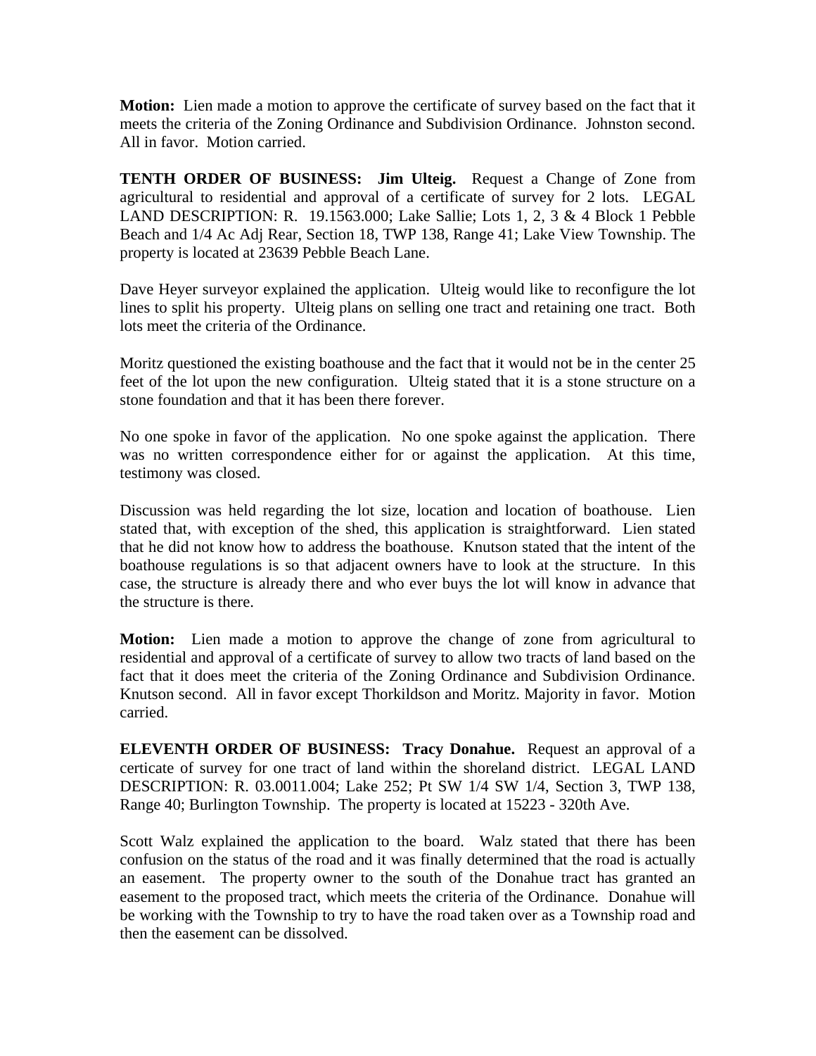**Motion:** Lien made a motion to approve the certificate of survey based on the fact that it meets the criteria of the Zoning Ordinance and Subdivision Ordinance. Johnston second. All in favor. Motion carried.

**TENTH ORDER OF BUSINESS: Jim Ulteig.** Request a Change of Zone from agricultural to residential and approval of a certificate of survey for 2 lots. LEGAL LAND DESCRIPTION: R. 19.1563.000; Lake Sallie; Lots 1, 2, 3 & 4 Block 1 Pebble Beach and 1/4 Ac Adj Rear, Section 18, TWP 138, Range 41; Lake View Township. The property is located at 23639 Pebble Beach Lane.

Dave Heyer surveyor explained the application. Ulteig would like to reconfigure the lot lines to split his property. Ulteig plans on selling one tract and retaining one tract. Both lots meet the criteria of the Ordinance.

Moritz questioned the existing boathouse and the fact that it would not be in the center 25 feet of the lot upon the new configuration. Ulteig stated that it is a stone structure on a stone foundation and that it has been there forever.

No one spoke in favor of the application. No one spoke against the application. There was no written correspondence either for or against the application. At this time, testimony was closed.

Discussion was held regarding the lot size, location and location of boathouse. Lien stated that, with exception of the shed, this application is straightforward. Lien stated that he did not know how to address the boathouse. Knutson stated that the intent of the boathouse regulations is so that adjacent owners have to look at the structure. In this case, the structure is already there and who ever buys the lot will know in advance that the structure is there.

**Motion:** Lien made a motion to approve the change of zone from agricultural to residential and approval of a certificate of survey to allow two tracts of land based on the fact that it does meet the criteria of the Zoning Ordinance and Subdivision Ordinance. Knutson second. All in favor except Thorkildson and Moritz. Majority in favor. Motion carried.

**ELEVENTH ORDER OF BUSINESS: Tracy Donahue.** Request an approval of a certicate of survey for one tract of land within the shoreland district. LEGAL LAND DESCRIPTION: R. 03.0011.004; Lake 252; Pt SW 1/4 SW 1/4, Section 3, TWP 138, Range 40; Burlington Township. The property is located at 15223 - 320th Ave.

Scott Walz explained the application to the board. Walz stated that there has been confusion on the status of the road and it was finally determined that the road is actually an easement. The property owner to the south of the Donahue tract has granted an easement to the proposed tract, which meets the criteria of the Ordinance. Donahue will be working with the Township to try to have the road taken over as a Township road and then the easement can be dissolved.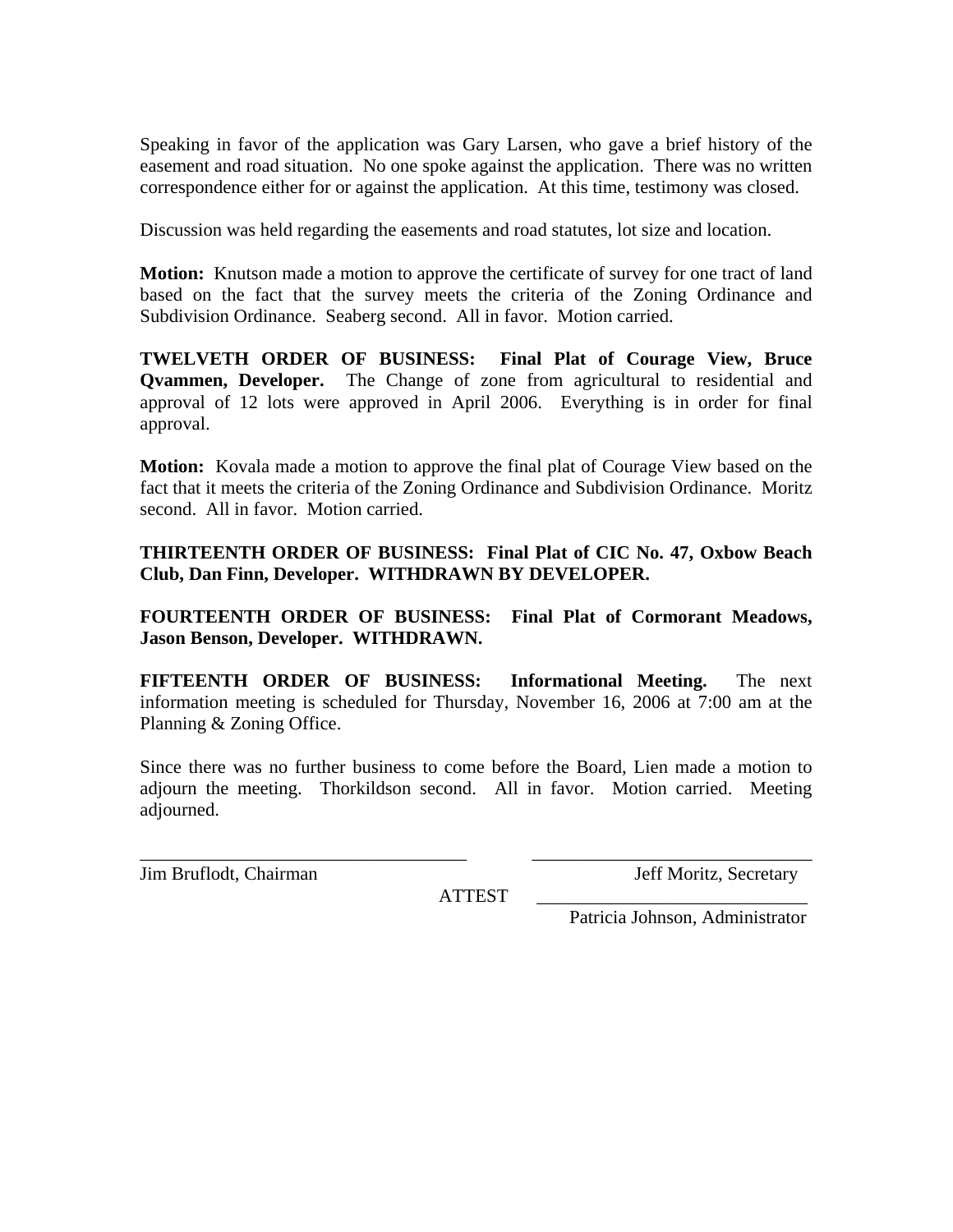Speaking in favor of the application was Gary Larsen, who gave a brief history of the easement and road situation. No one spoke against the application. There was no written correspondence either for or against the application. At this time, testimony was closed.

Discussion was held regarding the easements and road statutes, lot size and location.

**Motion:** Knutson made a motion to approve the certificate of survey for one tract of land based on the fact that the survey meets the criteria of the Zoning Ordinance and Subdivision Ordinance. Seaberg second. All in favor. Motion carried.

**TWELVETH ORDER OF BUSINESS: Final Plat of Courage View, Bruce Qvammen, Developer.** The Change of zone from agricultural to residential and approval of 12 lots were approved in April 2006. Everything is in order for final approval.

**Motion:** Kovala made a motion to approve the final plat of Courage View based on the fact that it meets the criteria of the Zoning Ordinance and Subdivision Ordinance. Moritz second. All in favor. Motion carried.

**THIRTEENTH ORDER OF BUSINESS: Final Plat of CIC No. 47, Oxbow Beach Club, Dan Finn, Developer. WITHDRAWN BY DEVELOPER.**

**FOURTEENTH ORDER OF BUSINESS: Final Plat of Cormorant Meadows, Jason Benson, Developer. WITHDRAWN.**

**FIFTEENTH ORDER OF BUSINESS: Informational Meeting.** The next information meeting is scheduled for Thursday, November 16, 2006 at 7:00 am at the Planning & Zoning Office.

Since there was no further business to come before the Board, Lien made a motion to adjourn the meeting. Thorkildson second. All in favor. Motion carried. Meeting adjourned.

\_\_\_\_\_\_\_\_\_\_\_\_\_\_\_\_\_\_\_\_\_\_\_\_\_\_\_\_\_\_\_\_\_\_\_ \_\_\_\_\_\_\_\_\_\_\_\_\_\_\_\_\_\_\_\_\_\_\_\_\_\_\_\_\_\_\_

Jim Bruflodt, Chairman Jeff Moritz, Secretary

ATTEST \_\_\_\_\_\_\_\_\_\_\_\_\_\_\_\_\_\_\_\_\_\_\_\_\_\_\_\_\_\_

Patricia Johnson, Administrator